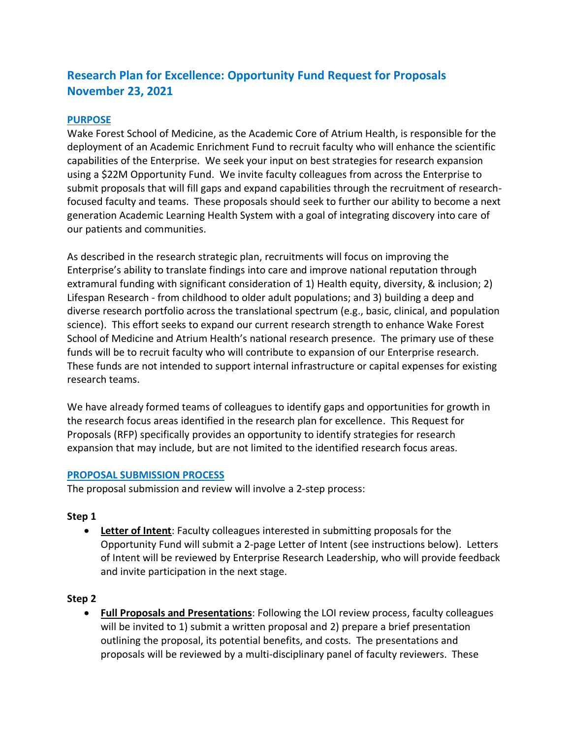# Research Plan for Excellence: Opportunity Fund Request for Proposals
# November 23, 2021

## PURPOSE

Wake Forest School of Medicine, as the Academic Core of Atrium Health, is responsible for the deployment of an Academic Enrichment Fund to recruit faculty who will enhance the scientific capabilities of the Enterprise. We seek your input on best strategies for research expansion using a $22M Opportunity Fund. We invite faculty colleagues from across the Enterprise to submit proposals that will fill gaps and expand capabilities through the recruitment of research-focused faculty and teams. These proposals should seek to further our ability to become a next generation Academic Learning Health System with a goal of integrating discovery into care of our patients and communities.

As described in the research strategic plan, recruitments will focus on improving the Enterprise's ability to translate findings into care and improve national reputation through extramural funding with significant consideration of 1) Health equity, diversity, & inclusion; 2) Lifespan Research - from childhood to older adult populations; and 3) building a deep and diverse research portfolio across the translational spectrum (e.g., basic, clinical, and population science). This effort seeks to expand our current research strength to enhance Wake Forest School of Medicine and Atrium Health's national research presence. The primary use of these funds will be to recruit faculty who will contribute to expansion of our Enterprise research. These funds are not intended to support internal infrastructure or capital expenses for existing research teams.

We have already formed teams of colleagues to identify gaps and opportunities for growth in the research focus areas identified in the research plan for excellence. This Request for Proposals (RFP) specifically provides an opportunity to identify strategies for research expansion that may include, but are not limited to the identified research focus areas.

## PROPOSAL SUBMISSION PROCESS

The proposal submission and review will involve a 2-step process:

**Step 1**

- **Letter of Intent**: Faculty colleagues interested in submitting proposals for the Opportunity Fund will submit a 2-page Letter of Intent (see instructions below). Letters of Intent will be reviewed by Enterprise Research Leadership, who will provide feedback and invite participation in the next stage.

**Step 2**

- **Full Proposals and Presentations**: Following the LOI review process, faculty colleagues will be invited to 1) submit a written proposal and 2) prepare a brief presentation outlining the proposal, its potential benefits, and costs. The presentations and proposals will be reviewed by a multi-disciplinary panel of faculty reviewers. These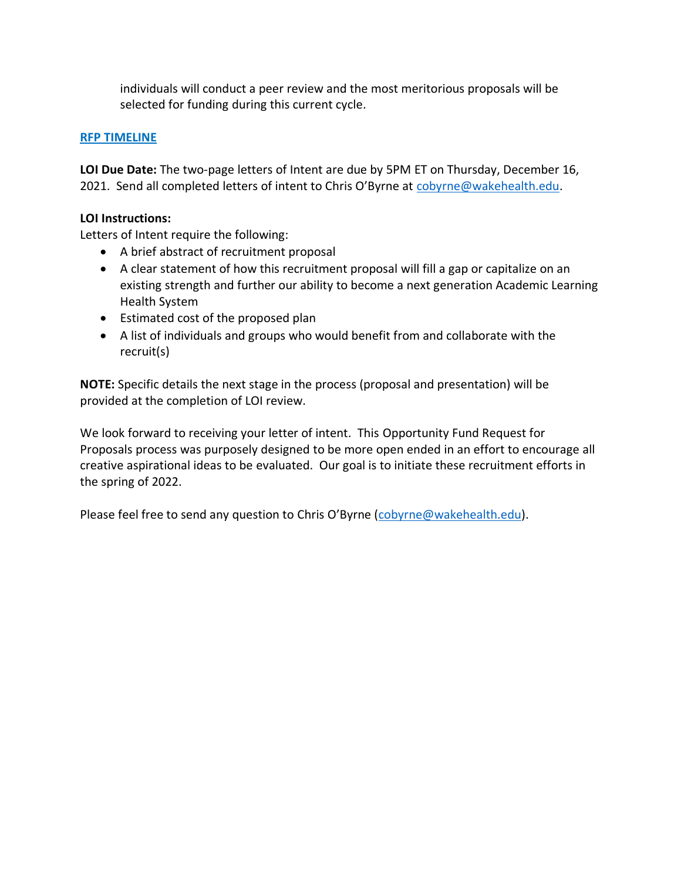individuals will conduct a peer review and the most meritorious proposals will be selected for funding during this current cycle.

## RFP TIMELINE

**LOI Due Date:** The two-page letters of Intent are due by 5PM ET on Thursday, December 16, 2021. Send all completed letters of intent to Chris O'Byrne at cobyrne@wakehealth.edu.

**LOI Instructions:**
Letters of Intent require the following:

- A brief abstract of recruitment proposal
- A clear statement of how this recruitment proposal will fill a gap or capitalize on an existing strength and further our ability to become a next generation Academic Learning Health System
- Estimated cost of the proposed plan
- A list of individuals and groups who would benefit from and collaborate with the recruit(s)

**NOTE:** Specific details the next stage in the process (proposal and presentation) will be provided at the completion of LOI review.

We look forward to receiving your letter of intent. This Opportunity Fund Request for Proposals process was purposely designed to be more open ended in an effort to encourage all creative aspirational ideas to be evaluated. Our goal is to initiate these recruitment efforts in the spring of 2022.

Please feel free to send any question to Chris O'Byrne (cobyrne@wakehealth.edu).